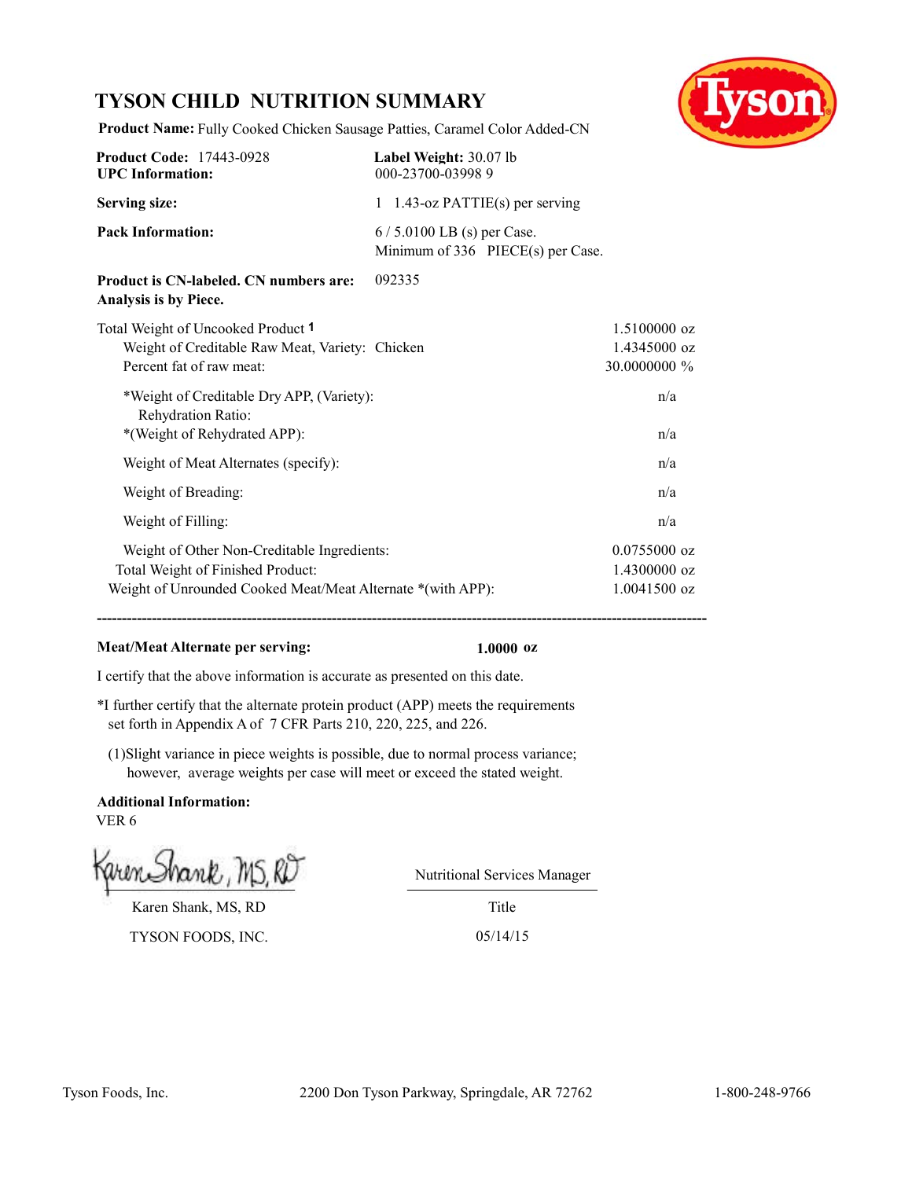# TYSON CHILD NUTRITION SUMMARY

**Product Name:** Fully Cooked Chicken Sausage Patties, Caramel Color Added-CN

| | |
|---|---|
| **Product Code:** 17443-0928 | **Label Weight:** 30.07 lb |
| **UPC Information:** | 000-23700-03998 9 |
| **Serving size:** | 1 1.43-oz PATTIE(s) per serving |
| **Pack Information:** | 6 / 5.0100 LB (s) per Case.<br>Minimum of 336 PIECE(s) per Case. |
| **Product is CN-labeled. CN numbers are:** | 092335 |

**Analysis is by Piece.**

| | |
|---|---|
| Total Weight of Uncooked Product [1] | 1.5100000 oz |
| Weight of Creditable Raw Meat, Variety: Chicken | 1.4345000 oz |
| Percent fat of raw meat: | 30.0000000 % |
| *Weight of Creditable Dry APP, (Variety): | n/a |
| Rehydration Ratio: | |
| *(Weight of Rehydrated APP): | n/a |
| Weight of Meat Alternates (specify): | n/a |
| Weight of Breading: | n/a |
| Weight of Filling: | n/a |
| Weight of Other Non-Creditable Ingredients: | 0.0755000 oz |
| Total Weight of Finished Product: | 1.4300000 oz |
| Weight of Unrounded Cooked Meat/Meat Alternate *(with APP): | 1.0041500 oz |

---

**Meat/Meat Alternate per serving:** **1.0000 oz**

I certify that the above information is accurate as presented on this date.

*I further certify that the alternate protein product (APP) meets the requirements set forth in Appendix A of 7 CFR Parts 210, 220, 225, and 226.

(1)Slight variance in piece weights is possible, due to normal process variance; however, average weights per case will meet or exceed the stated weight.

**Additional Information:**
VER 6

Karen Shank, MS, RD

| | |
|---|---|
| Karen Shank, MS, RD | Nutritional Services Manager |
| | Title |
| TYSON FOODS, INC. | 05/14/15 |

Tyson Foods, Inc. 2200 Don Tyson Parkway, Springdale, AR 72762 1-800-248-9766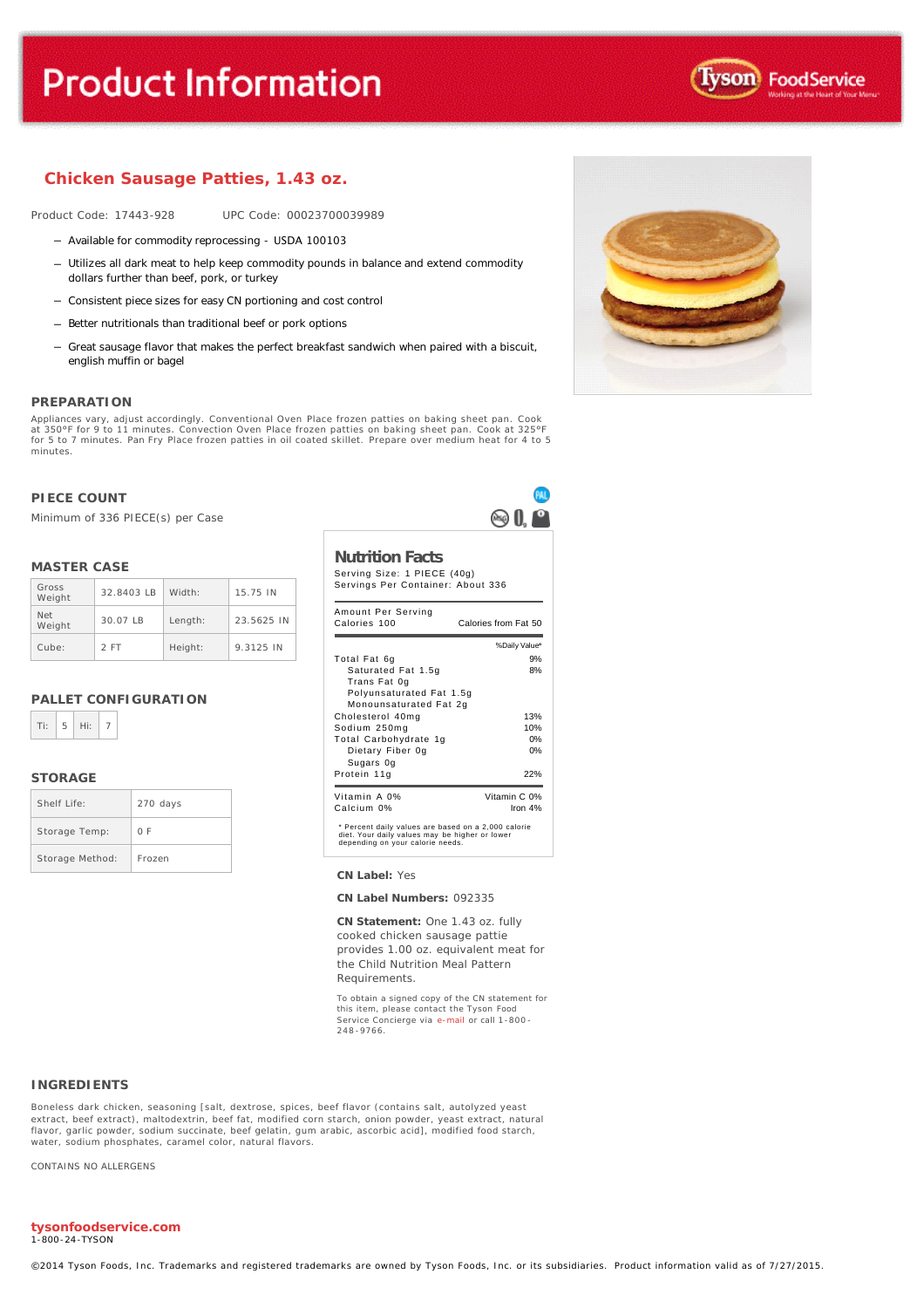# Product Information

## Chicken Sausage Patties, 1.43 oz.

Product Code: 17443-928 UPC Code: 00023700039989

- Available for commodity reprocessing - USDA 100103
- Utilizes all dark meat to help keep commodity pounds in balance and extend commodity dollars further than beef, pork, or turkey
- Consistent piece sizes for easy CN portioning and cost control
- Better nutritionals than traditional beef or pork options
- Great sausage flavor that makes the perfect breakfast sandwich when paired with a biscuit, english muffin or bagel

### PREPARATION

Appliances vary, adjust accordingly. Conventional Oven Place frozen patties on baking sheet pan. Cook at 350°F for 9 to 11 minutes. Convection Oven Place frozen patties on baking sheet pan. Cook at 325°F for 5 to 7 minutes. Pan Fry Place frozen patties in oil coated skillet. Prepare over medium heat for 4 to 5 minutes.

### PIECE COUNT

Minimum of 336 PIECE(s) per Case

### MASTER CASE

| Gross Weight | 32.8403 LB | Width: | 15.75 IN |
|---|---|---|---|
| Net Weight | 30.07 LB | Length: | 23.5625 IN |
| Cube: | 2 FT | Height: | 9.3125 IN |

### PALLET CONFIGURATION

| Ti: | 5 | Hi: | 7 |
|---|---|---|---|

### STORAGE

| Shelf Life: | 270 days |
|---|---|
| Storage Temp: | 0 F |
| Storage Method: | Frozen |

### Nutrition Facts

Serving Size: 1 PIECE (40g)
Servings Per Container: About 336

| Amount Per Serving | |
|---|---|
| Calories 100 | Calories from Fat 50 |
| | %Daily Value* |
| Total Fat 6g | 9% |
| Saturated Fat 1.5g | 8% |
| Trans Fat 0g | |
| Polyunsaturated Fat 1.5g | |
| Monounsaturated Fat 2g | |
| Cholesterol 40mg | 13% |
| Sodium 250mg | 10% |
| Total Carbohydrate 1g | 0% |
| Dietary Fiber 0g | 0% |
| Sugars 0g | |
| Protein 11g | 22% |
| Vitamin A 0% | Vitamin C 0% |
| Calcium 0% | Iron 4% |

\* Percent daily values are based on a 2,000 calorie diet. Your daily values may be higher or lower depending on your calorie needs.

**CN Label:** Yes

**CN Label Numbers:** 092335

**CN Statement:** One 1.43 oz. fully cooked chicken sausage pattie provides 1.00 oz. equivalent meat for the Child Nutrition Meal Pattern Requirements.

To obtain a signed copy of the CN statement for this item, please contact the Tyson Food Service Concierge via e-mail or call 1-800-248-9766.

### INGREDIENTS

Boneless dark chicken, seasoning [salt, dextrose, spices, beef flavor (contains salt, autolyzed yeast extract, beef extract), maltodextrin, beef fat, modified corn starch, onion powder, yeast extract, natural flavor, garlic powder, sodium succinate, beef gelatin, gum arabic, ascorbic acid], modified food starch, water, sodium phosphates, caramel color, natural flavors.

CONTAINS NO ALLERGENS

**tysonfoodservice.com**
1-800-24-TYSON

©2014 Tyson Foods, Inc. Trademarks and registered trademarks are owned by Tyson Foods, Inc. or its subsidiaries. Product information valid as of 7/27/2015.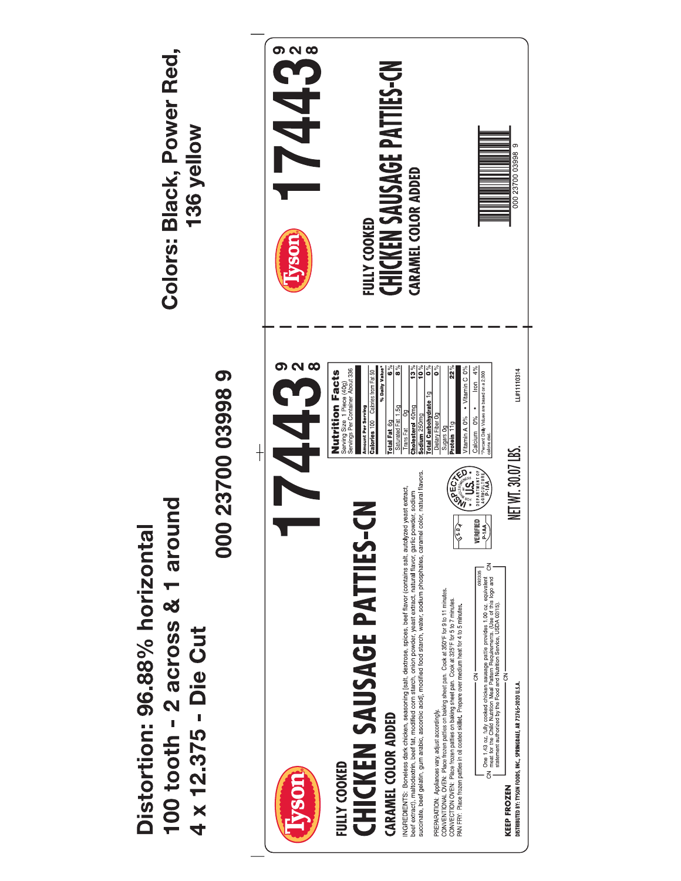# Distortion: 96.88% horizontal
100 tooth - 2 across & 1 around
4 x 12.375 - Die Cut

000 23700 03998 9

**Colors: Black, Power Red, 136 yellow**

Tyson

FULLY COOKED

# CHICKEN SAUSAGE PATTIES-CN

CARAMEL COLOR ADDED

# 17443

9
2
8

INGREDIENTS: Boneless dark chicken, seasoning [salt, dextrose, spices, beef flavor (contains salt, autolyzed yeast extract, beef extract), maltodextrin, beef fat, modified corn starch, onion powder, yeast extract, natural flavor, garlic powder, sodium succinate, beef gelatin, gum arabic, ascorbic acid], modified food starch, water, sodium phosphates, caramel color, natural flavors.

PREPARATION: Appliances vary, adjust accordingly.
CONVENTIONAL OVEN: Place frozen patties on baking sheet pan. Cook at 350°F for 9 to 11 minutes.
CONVECTION OVEN: Place frozen patties on baking sheet pan. Cook at 325°F for 5 to 7 minutes.
PAN FRY: Place frozen patties in oil coated skillet. Prepare over medium heat for 4 to 5 minutes.

CN — One 1.43 oz. fully cooked chicken sausage pattie provides 1.00 oz. equivalent meat for the Child Nutrition Meal Pattern Requirements. (Use of this logo and statement authorized by the Food and Nutrition Service, USDA 02/15). 092335 — CN

USDA VERIFIED P-1AA

INSPECTED FOR WHOLESOMENESS BY U.S. DEPARTMENT OF AGRICULTURE P-1AA

**Nutrition Facts**
Serving Size 1 Piece (40g)
Servings Per Container About 336

| Amount Per Serving | |
|---|---|
| Calories 100 Calories from Fat 50 | |
| | % Daily Value* |
| Total Fat 6g | 6% |
| Saturated Fat 1.5g | 8% |
| Trans Fat 0g | |
| Cholesterol 40mg | 13% |
| Sodium 250mg | 10% |
| Total Carbohydrate 1g | 0% |
| Dietary Fiber 0g | 0% |
| Sugars 0g | |
| Protein 11g | 22% |
| Vitamin A 0% • Vitamin C 0% | |
| Calcium 0% • Iron 4% | |

*Percent Daily Values are based on a 2,000 calorie diet.

NET WT. 30.07 LBS.

LL#11110314

KEEP FROZEN

DISTRIBUTED BY: TYSON FOODS, INC., SPRINGDALE, AR 72765-2020 U.S.A.

Tyson

FULLY COOKED

# CHICKEN SAUSAGE PATTIES-CN

CARAMEL COLOR ADDED

# 17443

9
2
8

000 23700 03998 9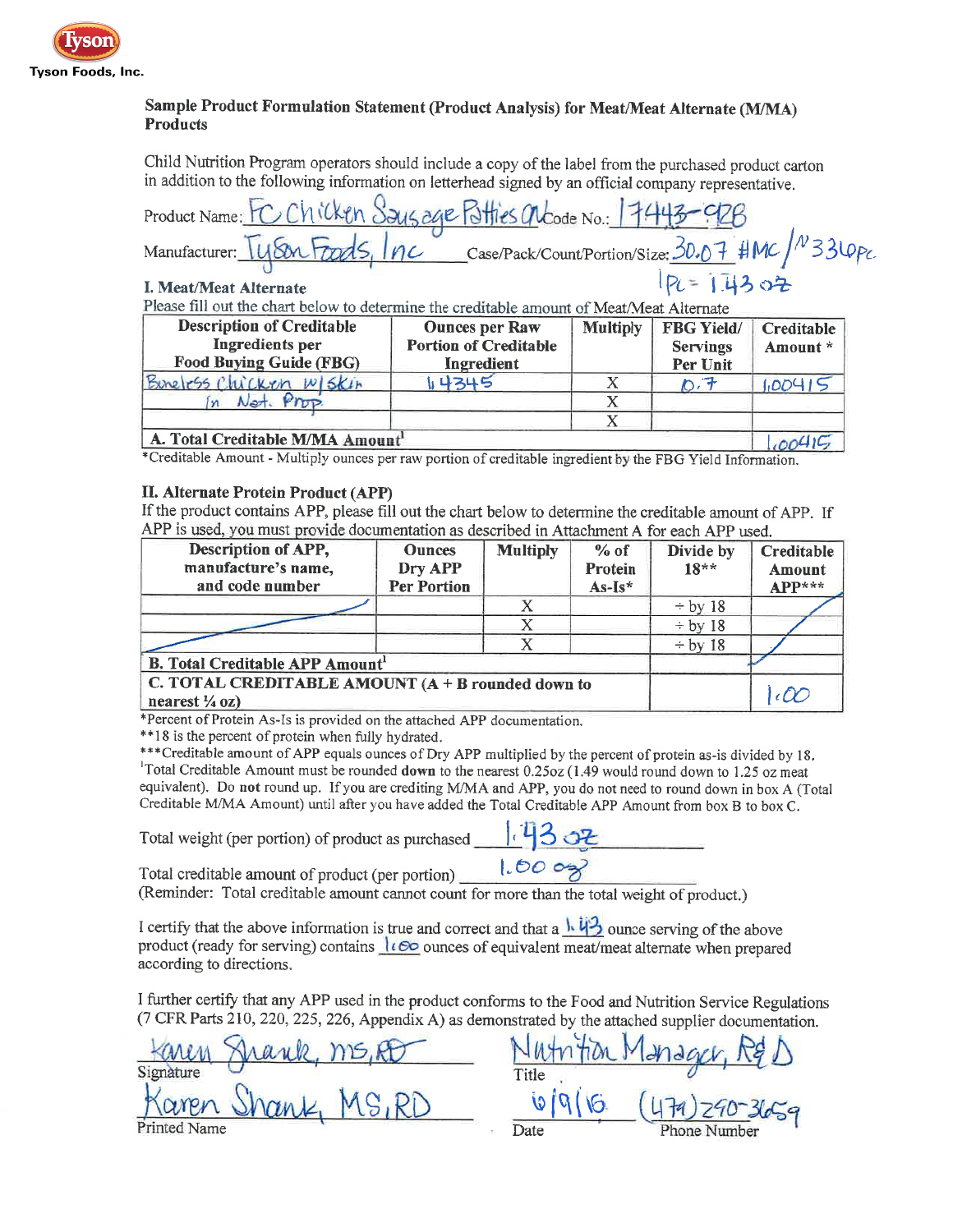Tyson Foods, Inc.

## Sample Product Formulation Statement (Product Analysis) for Meat/Meat Alternate (M/MA) Products

Child Nutrition Program operators should include a copy of the label from the purchased product carton in addition to the following information on letterhead signed by an official company representative.

Product Name: FC Chicken Sausage Patties CN Code No.: 17443-928

Manufacturer: Tyson Foods, Inc Case/Pack/Count/Portion/Size: 30.07 #MC / N 336 Pc.

1Pc = 1.43 oz

### I. Meat/Meat Alternate

Please fill out the chart below to determine the creditable amount of Meat/Meat Alternate

| Description of Creditable Ingredients per Food Buying Guide (FBG) | Ounces per Raw Portion of Creditable Ingredient | Multiply | FBG Yield/ Servings Per Unit | Creditable Amount * |
|---|---|---|---|---|
| Boneless Chicken w/ Skin in Nat. Prop | 1.4345 | X | 0.7 | 1.00415 |
| | | X | | |
| | | X | | |
| **A. Total Creditable M/MA Amount**[1] | | | | 1.00415 |

*Creditable Amount - Multiply ounces per raw portion of creditable ingredient by the FBG Yield Information.

### II. Alternate Protein Product (APP)

If the product contains APP, please fill out the chart below to determine the creditable amount of APP. If APP is used, you must provide documentation as described in Attachment A for each APP used.

| Description of APP, manufacture's name, and code number | Ounces Dry APP Per Portion | Multiply | % of Protein As-Is* | Divide by 18** | Creditable Amount APP*** |
|---|---|---|---|---|---|
| | | X | | ÷ by 18 | |
| | | X | | ÷ by 18 | |
| | | X | | ÷ by 18 | |
| **B. Total Creditable APP Amount**[1] | | | | | |
| **C. TOTAL CREDITABLE AMOUNT (A + B rounded down to nearest ¼ oz)** | | | | | 1.00 |

*Percent of Protein As-Is is provided on the attached APP documentation.

**18 is the percent of protein when fully hydrated.

***Creditable amount of APP equals ounces of Dry APP multiplied by the percent of protein as-is divided by 18.

[1]Total Creditable Amount must be rounded **down** to the nearest 0.25oz (1.49 would round down to 1.25 oz meat equivalent). Do **not** round up. If you are crediting M/MA and APP, you do not need to round down in box A (Total Creditable M/MA Amount) until after you have added the Total Creditable APP Amount from box B to box C.

Total weight (per portion) of product as purchased 1.43 oz

Total creditable amount of product (per portion) 1.00 oz

(Reminder: Total creditable amount cannot count for more than the total weight of product.)

I certify that the above information is true and correct and that a 1.43 ounce serving of the above product (ready for serving) contains 1.00 ounces of equivalent meat/meat alternate when prepared according to directions.

I further certify that any APP used in the product conforms to the Food and Nutrition Service Regulations (7 CFR Parts 210, 220, 225, 226, Appendix A) as demonstrated by the attached supplier documentation.

Signature: Karen Shank, MS, RD

Title: Nutrition Manager, R&D

Printed Name: Karen Shank, MS, RD

Date: 6/9/16

Phone Number: (479) 290-3659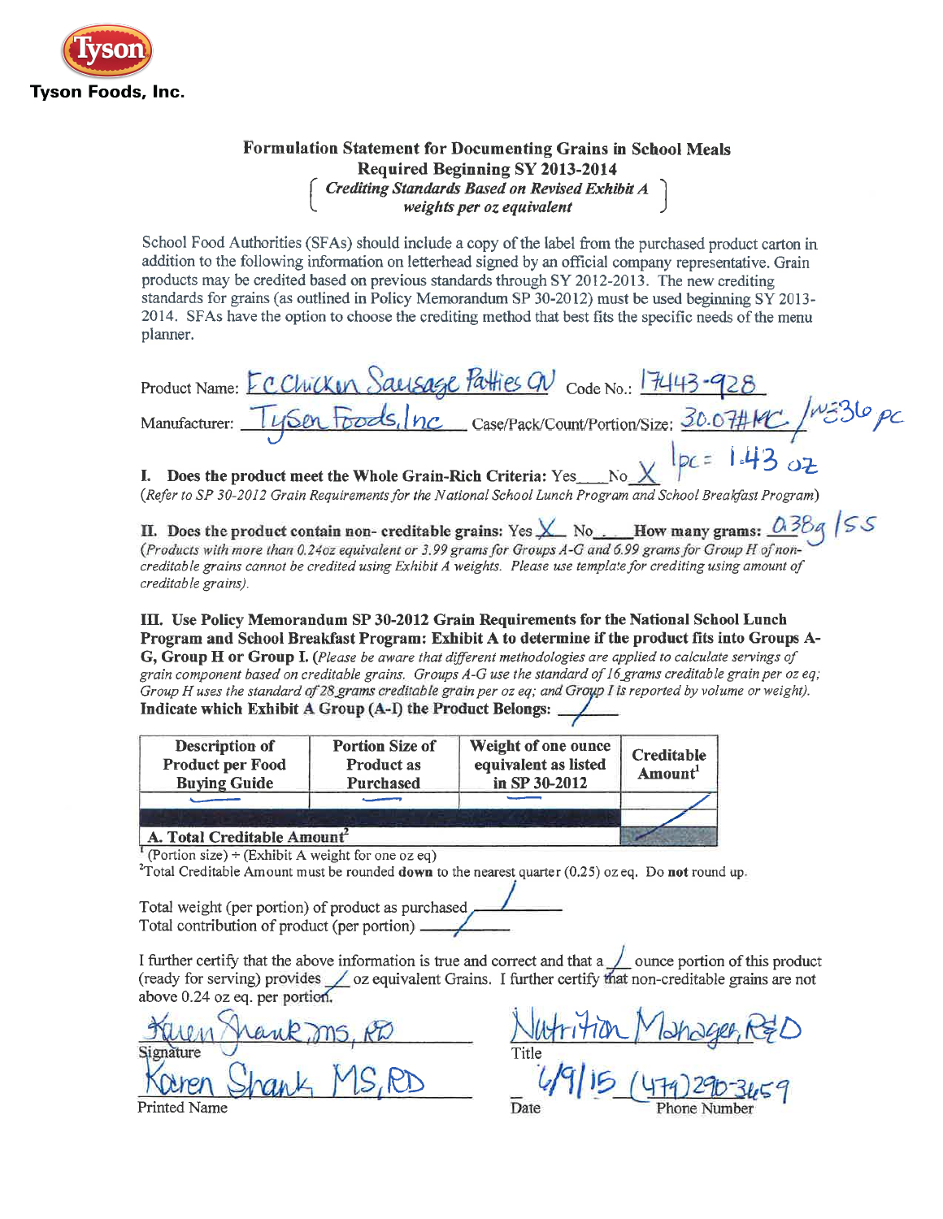Tyson Foods, Inc.

# Formulation Statement for Documenting Grains in School Meals
## Required Beginning SY 2013-2014
*( Crediting Standards Based on Revised Exhibit A weights per oz equivalent )*

School Food Authorities (SFAs) should include a copy of the label from the purchased product carton in addition to the following information on letterhead signed by an official company representative. Grain products may be credited based on previous standards through SY 2012-2013. The new crediting standards for grains (as outlined in Policy Memorandum SP 30-2012) must be used beginning SY 2013-2014. SFAs have the option to choose the crediting method that best fits the specific needs of the menu planner.

Product Name: FC Chicken Sausage Patties GV Code No.: 17443-928

Manufacturer: Tyson Foods, Inc Case/Pack/Count/Portion/Size: 30.07# MC / ≈336 pc

1pc = 1.43 oz

**I. Does the product meet the Whole Grain-Rich Criteria:** Yes___ No X

*(Refer to SP 30-2012 Grain Requirements for the National School Lunch Program and School Breakfast Program)*

**II. Does the product contain non- creditable grains:** Yes X No___ **How many grams:** 0.38g / SS

*(Products with more than 0.24oz equivalent or 3.99 grams for Groups A-G and 6.99 grams for Group H of non-creditable grains cannot be credited using Exhibit A weights. Please use template for crediting using amount of creditable grains).*

**III. Use Policy Memorandum SP 30-2012 Grain Requirements for the National School Lunch Program and School Breakfast Program: Exhibit A to determine if the product fits into Groups A-G, Group H or Group I.** *(Please be aware that different methodologies are applied to calculate servings of grain component based on creditable grains. Groups A-G use the standard of 16 grams creditable grain per oz eq; Group H uses the standard of 28 grams creditable grain per oz eq; and Group I is reported by volume or weight).*

**Indicate which Exhibit A Group (A-I) the Product Belongs:** /

| Description of Product per Food Buying Guide | Portion Size of Product as Purchased | Weight of one ounce equivalent as listed in SP 30-2012 | Creditable Amount[1] |
|---|---|---|---|
| — | — | — | / |
| | | | |
| **A. Total Creditable Amount[2]** | | | |

[1] (Portion size) ÷ (Exhibit A weight for one oz eq)

[2] Total Creditable Amount must be rounded **down** to the nearest quarter (0.25) oz eq. Do **not** round up.

Total weight (per portion) of product as purchased /

Total contribution of product (per portion) /

I further certify that the above information is true and correct and that a / ounce portion of this product (ready for serving) provides / oz equivalent Grains. I further certify that non-creditable grains are not above 0.24 oz eq. per portion.

Karen Shank MS, RD
Signature

Karen Shank MS, RD
Printed Name

Nutrition Manager, R&D
Title

6/9/15 (479) 290-3659
Date Phone Number